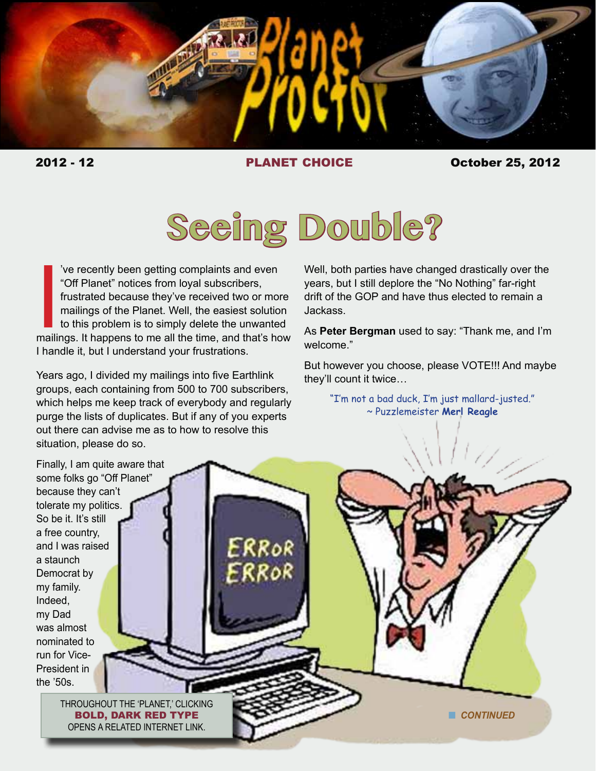2012 - 12 **PLANET CHOICE** October 25, 2012

# Seeing Double?

I've recently been getting complaints and even "Off Planet" notices from loyal subscribers, frustrated because they've received two or more mailings of the Planet. Well, the easiest solution to this problem is to simply delete the unwanted mailings. It happens to me all the time, and that's how I handle it, but I understand your frustrations.

Years ago, I divided my mailings into five Earthlink groups, each containing from 500 to 700 subscribers, which helps me keep track of everybody and regularly purge the lists of duplicates. But if any of you experts out there can advise me as to how to resolve this situation, please do so.

Finally, I am quite aware that some folks go "Off Planet" because they can't tolerate my politics. So be it. It's still a free country, and I was raised a staunch Democrat by my family. Indeed, my Dad was almost nominated to run for Vice-President in the '50s.

Well, both parties have changed drastically over the years, but I still deplore the "No Nothing" far-right drift of the GOP and have thus elected to remain a Jackass.

As **Peter Bergman** used to say: "Thank me, and I'm welcome."

But however you choose, please VOTE!!! And maybe they'll count it twice…

"I'm not a bad duck, I'm just mallard-justed."
~ Puzzlemeister **Merl Reagle**

THROUGHOUT THE 'PLANET,' CLICKING **BOLD, DARK RED TYPE** OPENS A RELATED INTERNET LINK.

*CONTINUED*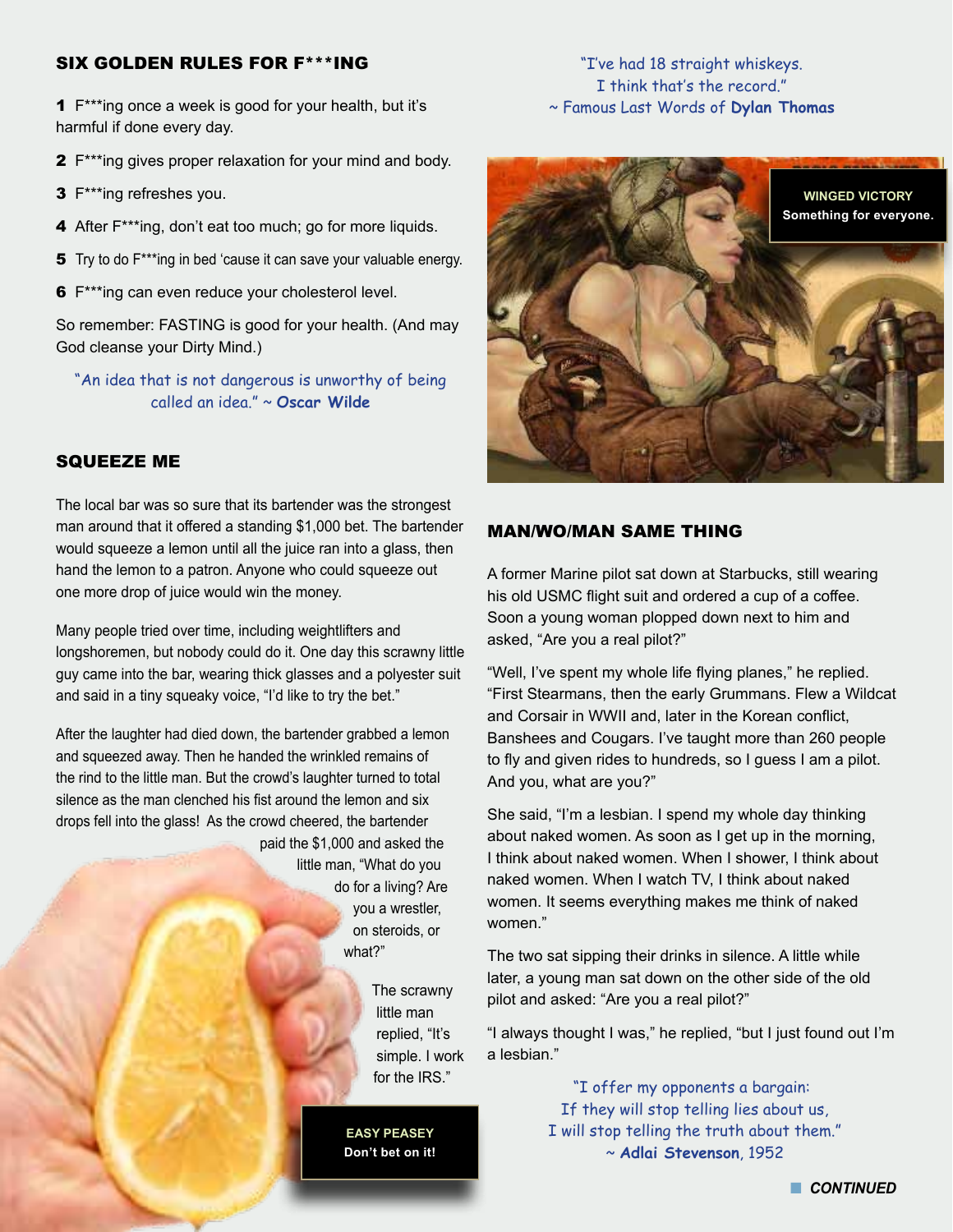## SIX GOLDEN RULES FOR F***ING

1 F***ing once a week is good for your health, but it's harmful if done every day.

2 F***ing gives proper relaxation for your mind and body.

3 F***ing refreshes you.

4 After F***ing, don't eat too much; go for more liquids.

5 Try to do F***ing in bed 'cause it can save your valuable energy.

6 F***ing can even reduce your cholesterol level.

So remember: FASTING is good for your health. (And may God cleanse your Dirty Mind.)

"An idea that is not dangerous is unworthy of being called an idea." ~ **Oscar Wilde**

## SQUEEZE ME

The local bar was so sure that its bartender was the strongest man around that it offered a standing $1,000 bet. The bartender would squeeze a lemon until all the juice ran into a glass, then hand the lemon to a patron. Anyone who could squeeze out one more drop of juice would win the money.

Many people tried over time, including weightlifters and longshoremen, but nobody could do it. One day this scrawny little guy came into the bar, wearing thick glasses and a polyester suit and said in a tiny squeaky voice, "I'd like to try the bet."

After the laughter had died down, the bartender grabbed a lemon and squeezed away. Then he handed the wrinkled remains of the rind to the little man. But the crowd's laughter turned to total silence as the man clenched his fist around the lemon and six drops fell into the glass! As the crowd cheered, the bartender paid the $1,000 and asked the little man, "What do you do for a living? Are you a wrestler, on steroids, or what?"

The scrawny little man replied, "It's simple. I work for the IRS."

**EASY PEASEY**
**Don't bet on it!**

"I've had 18 straight whiskeys. I think that's the record." ~ Famous Last Words of **Dylan Thomas**

**WINGED VICTORY**
**Something for everyone.**

## MAN/WO/MAN SAME THING

A former Marine pilot sat down at Starbucks, still wearing his old USMC flight suit and ordered a cup of a coffee. Soon a young woman plopped down next to him and asked, "Are you a real pilot?"

"Well, I've spent my whole life flying planes," he replied. "First Stearmans, then the early Grummans. Flew a Wildcat and Corsair in WWII and, later in the Korean conflict, Banshees and Cougars. I've taught more than 260 people to fly and given rides to hundreds, so I guess I am a pilot. And you, what are you?"

She said, "I'm a lesbian. I spend my whole day thinking about naked women. As soon as I get up in the morning, I think about naked women. When I shower, I think about naked women. When I watch TV, I think about naked women. It seems everything makes me think of naked women."

The two sat sipping their drinks in silence. A little while later, a young man sat down on the other side of the old pilot and asked: "Are you a real pilot?"

"I always thought I was," he replied, "but I just found out I'm a lesbian."

"I offer my opponents a bargain: If they will stop telling lies about us, I will stop telling the truth about them." ~ **Adlai Stevenson**, 1952

**CONTINUED**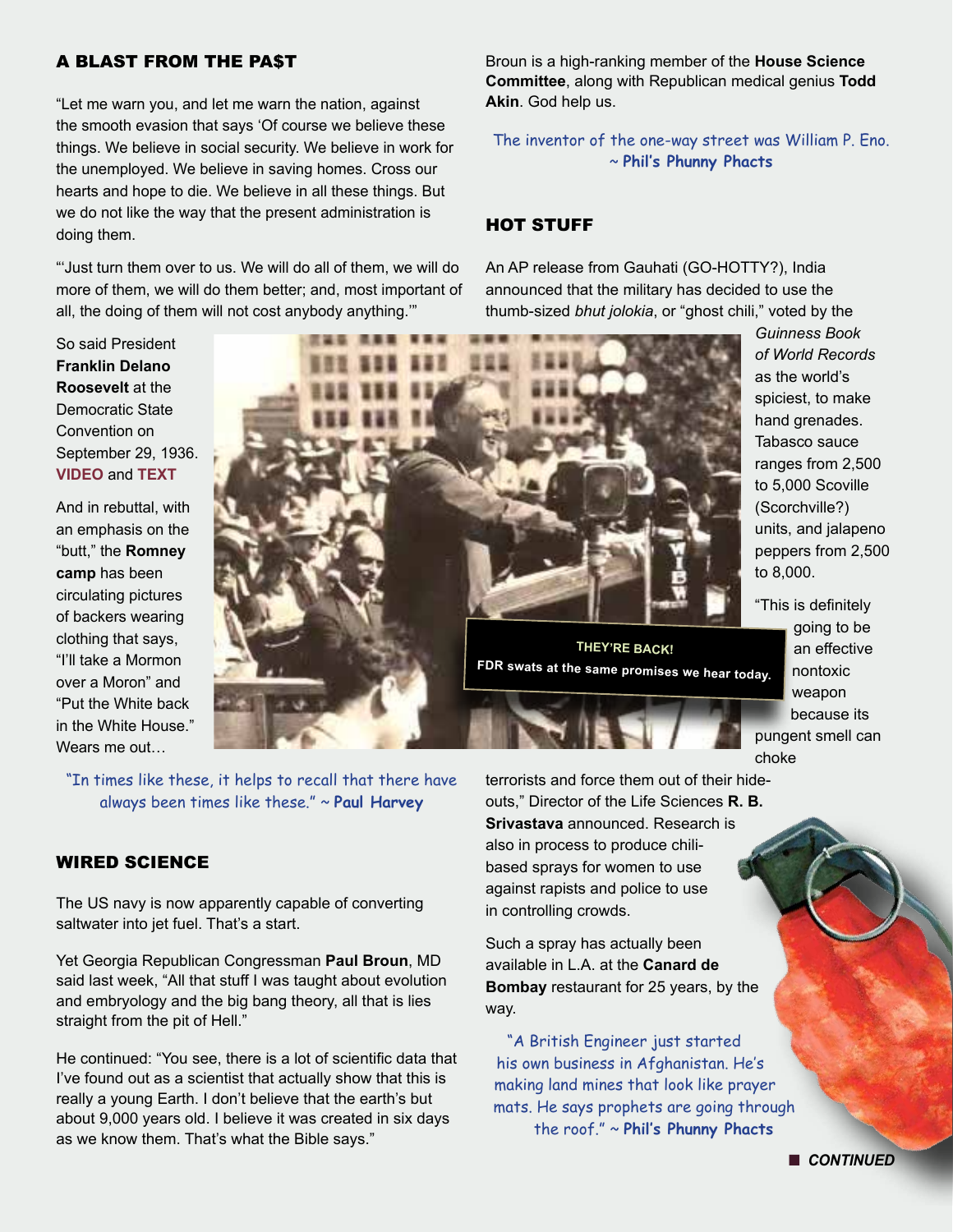## A BLAST FROM THE PA$T

"Let me warn you, and let me warn the nation, against the smooth evasion that says 'Of course we believe these things. We believe in social security. We believe in work for the unemployed. We believe in saving homes. Cross our hearts and hope to die. We believe in all these things. But we do not like the way that the present administration is doing them.

"'Just turn them over to us. We will do all of them, we will do more of them, we will do them better; and, most important of all, the doing of them will not cost anybody anything.'"

So said President **Franklin Delano Roosevelt** at the Democratic State Convention on September 29, 1936. **VIDEO** and **TEXT**

And in rebuttal, with an emphasis on the "butt," the **Romney camp** has been circulating pictures of backers wearing clothing that says, "I'll take a Mormon over a Moron" and "Put the White back in the White House." Wears me out…

**THEY'RE BACK!**
FDR swats at the same promises we hear today.

"In times like these, it helps to recall that there have always been times like these." ~ **Paul Harvey**

## WIRED SCIENCE

The US navy is now apparently capable of converting saltwater into jet fuel. That's a start.

Yet Georgia Republican Congressman **Paul Broun**, MD said last week, "All that stuff I was taught about evolution and embryology and the big bang theory, all that is lies straight from the pit of Hell."

He continued: "You see, there is a lot of scientific data that I've found out as a scientist that actually show that this is really a young Earth. I don't believe that the earth's but about 9,000 years old. I believe it was created in six days as we know them. That's what the Bible says."

Broun is a high-ranking member of the **House Science Committee**, along with Republican medical genius **Todd Akin**. God help us.

The inventor of the one-way street was William P. Eno. ~ **Phil's Phunny Phacts**

## HOT STUFF

An AP release from Gauhati (GO-HOTTY?), India announced that the military has decided to use the thumb-sized *bhut jolokia*, or "ghost chili," voted by the *Guinness Book of World Records* as the world's spiciest, to make hand grenades. Tabasco sauce ranges from 2,500 to 5,000 Scoville (Scorchville?) units, and jalapeno peppers from 2,500 to 8,000.

"This is definitely going to be an effective nontoxic weapon because its pungent smell can choke terrorists and force them out of their hide-outs," Director of the Life Sciences **R. B. Srivastava** announced. Research is also in process to produce chili-based sprays for women to use against rapists and police to use in controlling crowds.

Such a spray has actually been available in L.A. at the **Canard de Bombay** restaurant for 25 years, by the way.

"A British Engineer just started his own business in Afghanistan. He's making land mines that look like prayer mats. He says prophets are going through the roof." ~ **Phil's Phunny Phacts**

■ ***CONTINUED***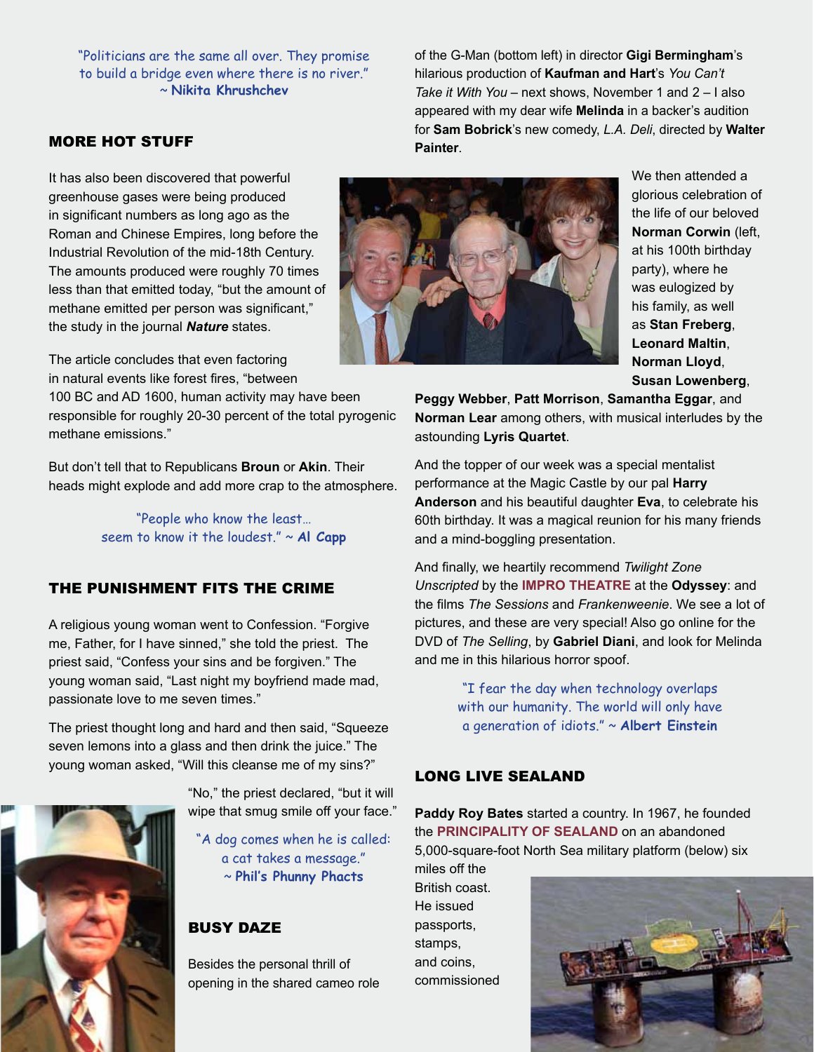"Politicians are the same all over. They promise to build a bridge even where there is no river."
~ **Nikita Khrushchev**

## MORE HOT STUFF

It has also been discovered that powerful greenhouse gases were being produced in significant numbers as long ago as the Roman and Chinese Empires, long before the Industrial Revolution of the mid-18th Century. The amounts produced were roughly 70 times less than that emitted today, "but the amount of methane emitted per person was significant," the study in the journal ***Nature*** states.

The article concludes that even factoring in natural events like forest fires, "between 100 BC and AD 1600, human activity may have been responsible for roughly 20-30 percent of the total pyrogenic methane emissions."

But don't tell that to Republicans **Broun** or **Akin**. Their heads might explode and add more crap to the atmosphere.

"People who know the least… seem to know it the loudest." ~ **Al Capp**

## THE PUNISHMENT FITS THE CRIME

A religious young woman went to Confession. "Forgive me, Father, for I have sinned," she told the priest. The priest said, "Confess your sins and be forgiven." The young woman said, "Last night my boyfriend made mad, passionate love to me seven times."

The priest thought long and hard and then said, "Squeeze seven lemons into a glass and then drink the juice." The young woman asked, "Will this cleanse me of my sins?"

"No," the priest declared, "but it will wipe that smug smile off your face."

"A dog comes when he is called: a cat takes a message."
~ **Phil's Phunny Phacts**

## BUSY DAZE

Besides the personal thrill of opening in the shared cameo role of the G-Man (bottom left) in director **Gigi Bermingham**'s hilarious production of **Kaufman and Hart**'s *You Can't Take it With You* – next shows, November 1 and 2 – I also appeared with my dear wife **Melinda** in a backer's audition for **Sam Bobrick**'s new comedy, *L.A. Deli*, directed by **Walter Painter**.

We then attended a glorious celebration of the life of our beloved **Norman Corwin** (left, at his 100th birthday party), where he was eulogized by his family, as well as **Stan Freberg**, **Leonard Maltin**, **Norman Lloyd**, **Susan Lowenberg**, **Peggy Webber**, **Patt Morrison**, **Samantha Eggar**, and **Norman Lear** among others, with musical interludes by the astounding **Lyris Quartet**.

And the topper of our week was a special mentalist performance at the Magic Castle by our pal **Harry Anderson** and his beautiful daughter **Eva**, to celebrate his 60th birthday. It was a magical reunion for his many friends and a mind-boggling presentation.

And finally, we heartily recommend *Twilight Zone Unscripted* by the **IMPRO THEATRE** at the **Odyssey**: and the films *The Sessions* and *Frankenweenie*. We see a lot of pictures, and these are very special! Also go online for the DVD of *The Selling*, by **Gabriel Diani**, and look for Melinda and me in this hilarious horror spoof.

"I fear the day when technology overlaps with our humanity. The world will only have a generation of idiots." ~ **Albert Einstein**

## LONG LIVE SEALAND

**Paddy Roy Bates** started a country. In 1967, he founded the **PRINCIPALITY OF SEALAND** on an abandoned 5,000-square-foot North Sea military platform (below) six miles off the British coast. He issued passports, stamps, and coins, commissioned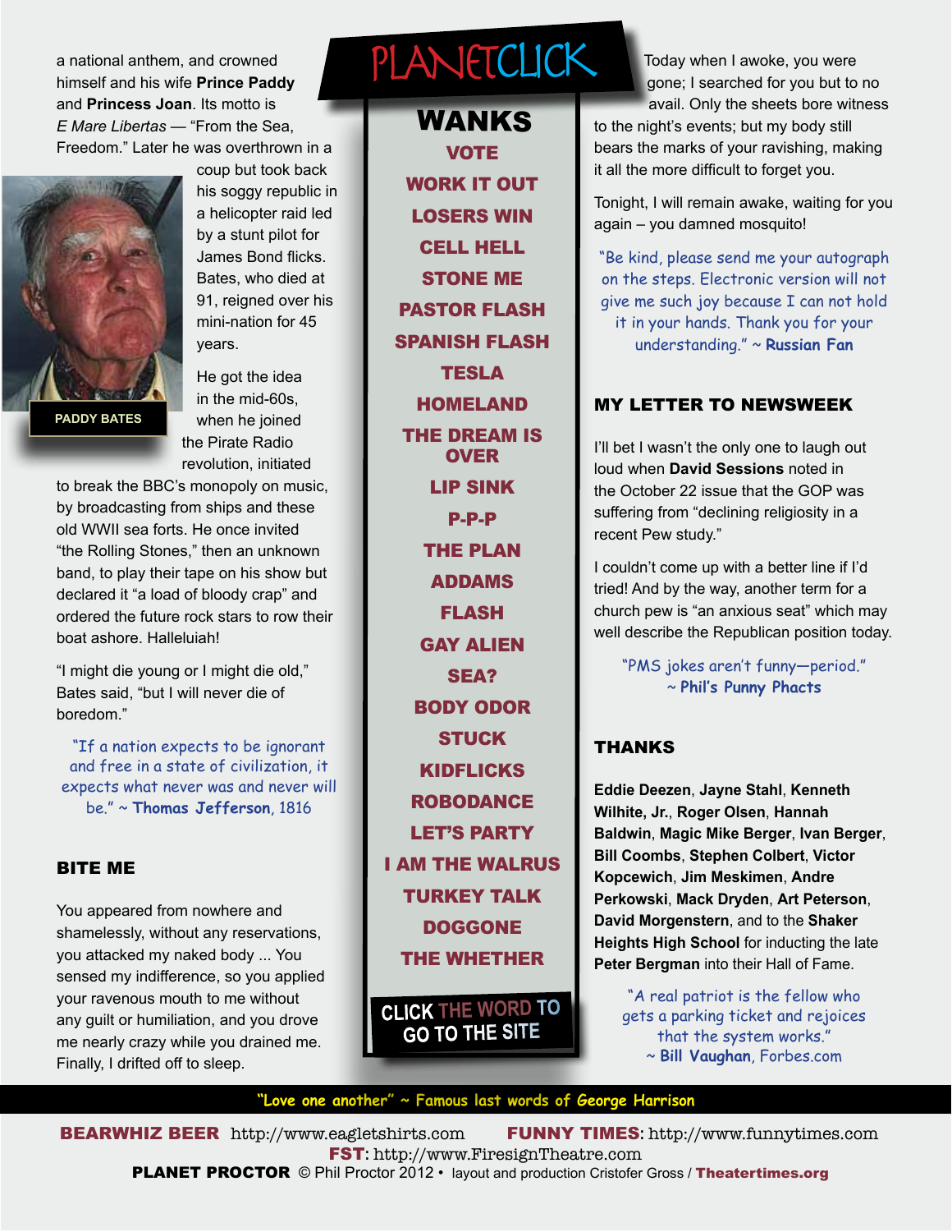a national anthem, and crowned himself and his wife **Prince Paddy** and **Princess Joan**. Its motto is *E Mare Libertas* — "From the Sea, Freedom." Later he was overthrown in a coup but took back his soggy republic in a helicopter raid led by a stunt pilot for James Bond flicks. Bates, who died at 91, reigned over his mini-nation for 45 years.

PADDY BATES

He got the idea in the mid-60s, when he joined the Pirate Radio revolution, initiated to break the BBC's monopoly on music, by broadcasting from ships and these old WWII sea forts. He once invited "the Rolling Stones," then an unknown band, to play their tape on his show but declared it "a load of bloody crap" and ordered the future rock stars to row their boat ashore. Halleluiah!

"I might die young or I might die old," Bates said, "but I will never die of boredom."

"If a nation expects to be ignorant and free in a state of civilization, it expects what never was and never will be." ~ **Thomas Jefferson**, 1816

## BITE ME

You appeared from nowhere and shamelessly, without any reservations, you attacked my naked body ... You sensed my indifference, so you applied your ravenous mouth to me without any guilt or humiliation, and you drove me nearly crazy while you drained me. Finally, I drifted off to sleep.

Today when I awoke, you were gone; I searched for you but to no avail. Only the sheets bore witness to the night's events; but my body still bears the marks of your ravishing, making it all the more difficult to forget you.

Tonight, I will remain awake, waiting for you again – you damned mosquito!

"Be kind, please send me your autograph on the steps. Electronic version will not give me such joy because I can not hold it in your hands. Thank you for your understanding." ~ **Russian Fan**

## MY LETTER TO NEWSWEEK

I'll bet I wasn't the only one to laugh out loud when **David Sessions** noted in the October 22 issue that the GOP was suffering from "declining religiosity in a recent Pew study."

I couldn't come up with a better line if I'd tried! And by the way, another term for a church pew is "an anxious seat" which may well describe the Republican position today.

"PMS jokes aren't funny—period." ~ **Phil's Punny Phacts**

## THANKS

**Eddie Deezen**, **Jayne Stahl**, **Kenneth Wilhite, Jr.**, **Roger Olsen**, **Hannah Baldwin**, **Magic Mike Berger**, **Ivan Berger**, **Bill Coombs**, **Stephen Colbert**, **Victor Kopcewich**, **Jim Meskimen**, **Andre Perkowski**, **Mack Dryden**, **Art Peterson**, **David Morgenstern**, and to the **Shaker Heights High School** for inducting the late **Peter Bergman** into their Hall of Fame.

"A real patriot is the fellow who gets a parking ticket and rejoices that the system works." ~ **Bill Vaughan**, Forbes.com

# PLANETCLICK

## WANKS

- VOTE
- WORK IT OUT
- LOSERS WIN
- CELL HELL
- STONE ME
- PASTOR FLASH
- SPANISH FLASH
- TESLA
- HOMELAND
- THE DREAM IS OVER
- LIP SINK
- P-P-P
- THE PLAN
- ADDAMS
- FLASH
- GAY ALIEN
- SEA?
- BODY ODOR
- STUCK
- KIDFLICKS
- ROBODANCE
- LET'S PARTY
- I AM THE WALRUS
- TURKEY TALK
- DOGGONE
- THE WHETHER

CLICK THE WORD TO GO TO THE SITE

"Love one another" ~ Famous last words of George Harrison

**BEARWHIZ BEER** http://www.eagletshirts.com **FUNNY TIMES**: http://www.funnytimes.com
**FST**: http://www.FiresignTheatre.com
**PLANET PROCTOR** © Phil Proctor 2012 • layout and production Cristofer Gross / **Theatertimes.org**